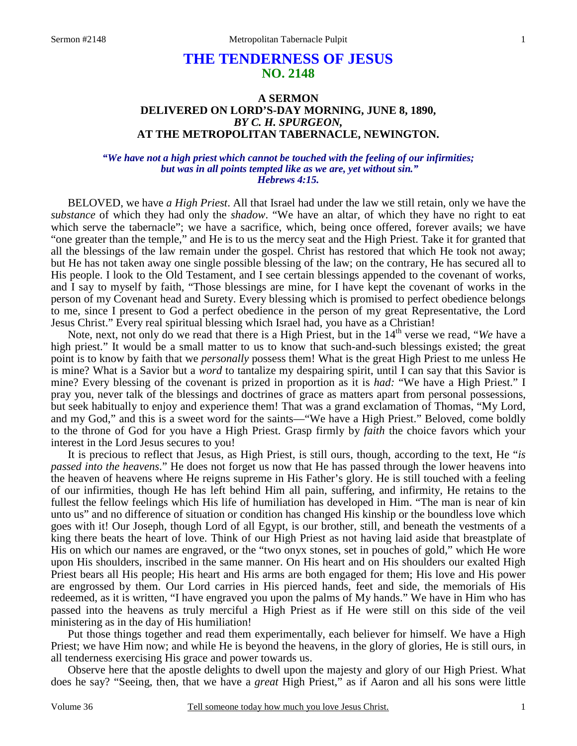# THE TENDERNESS OF JESUS
## NO. 2148

### A SERMON
### DELIVERED ON LORD'S-DAY MORNING, JUNE 8, 1890,
### *BY C. H. SPURGEON,*
### AT THE METROPOLITAN TABERNACLE, NEWINGTON.

*"We have not a high priest which cannot be touched with the feeling of our infirmities; but was in all points tempted like as we are, yet without sin." Hebrews 4:15.*

BELOVED, we have *a High Priest*. All that Israel had under the law we still retain, only we have the *substance* of which they had only the *shadow*. "We have an altar, of which they have no right to eat which serve the tabernacle"; we have a sacrifice, which, being once offered, forever avails; we have "one greater than the temple," and He is to us the mercy seat and the High Priest. Take it for granted that all the blessings of the law remain under the gospel. Christ has restored that which He took not away; but He has not taken away one single possible blessing of the law; on the contrary, He has secured all to His people. I look to the Old Testament, and I see certain blessings appended to the covenant of works, and I say to myself by faith, "Those blessings are mine, for I have kept the covenant of works in the person of my Covenant head and Surety. Every blessing which is promised to perfect obedience belongs to me, since I present to God a perfect obedience in the person of my great Representative, the Lord Jesus Christ." Every real spiritual blessing which Israel had, you have as a Christian!

Note, next, not only do we read that there is a High Priest, but in the 14th verse we read, "*We* have a high priest." It would be a small matter to us to know that such-and-such blessings existed; the great point is to know by faith that we *personally* possess them! What is the great High Priest to me unless He is mine? What is a Savior but a *word* to tantalize my despairing spirit, until I can say that this Savior is mine? Every blessing of the covenant is prized in proportion as it is *had:* "We have a High Priest." I pray you, never talk of the blessings and doctrines of grace as matters apart from personal possessions, but seek habitually to enjoy and experience them! That was a grand exclamation of Thomas, "My Lord, and my God," and this is a sweet word for the saints—"We have a High Priest." Beloved, come boldly to the throne of God for you have a High Priest. Grasp firmly by *faith* the choice favors which your interest in the Lord Jesus secures to you!

It is precious to reflect that Jesus, as High Priest, is still ours, though, according to the text, He "*is passed into the heavens*." He does not forget us now that He has passed through the lower heavens into the heaven of heavens where He reigns supreme in His Father's glory. He is still touched with a feeling of our infirmities, though He has left behind Him all pain, suffering, and infirmity, He retains to the fullest the fellow feelings which His life of humiliation has developed in Him. "The man is near of kin unto us" and no difference of situation or condition has changed His kinship or the boundless love which goes with it! Our Joseph, though Lord of all Egypt, is our brother, still, and beneath the vestments of a king there beats the heart of love. Think of our High Priest as not having laid aside that breastplate of His on which our names are engraved, or the "two onyx stones, set in pouches of gold," which He wore upon His shoulders, inscribed in the same manner. On His heart and on His shoulders our exalted High Priest bears all His people; His heart and His arms are both engaged for them; His love and His power are engrossed by them. Our Lord carries in His pierced hands, feet and side, the memorials of His redeemed, as it is written, "I have engraved you upon the palms of My hands." We have in Him who has passed into the heavens as truly merciful a High Priest as if He were still on this side of the veil ministering as in the day of His humiliation!

Put those things together and read them experimentally, each believer for himself. We have a High Priest; we have Him now; and while He is beyond the heavens, in the glory of glories, He is still ours, in all tenderness exercising His grace and power towards us.

Observe here that the apostle delights to dwell upon the majesty and glory of our High Priest. What does he say? "Seeing, then, that we have a *great* High Priest," as if Aaron and all his sons were little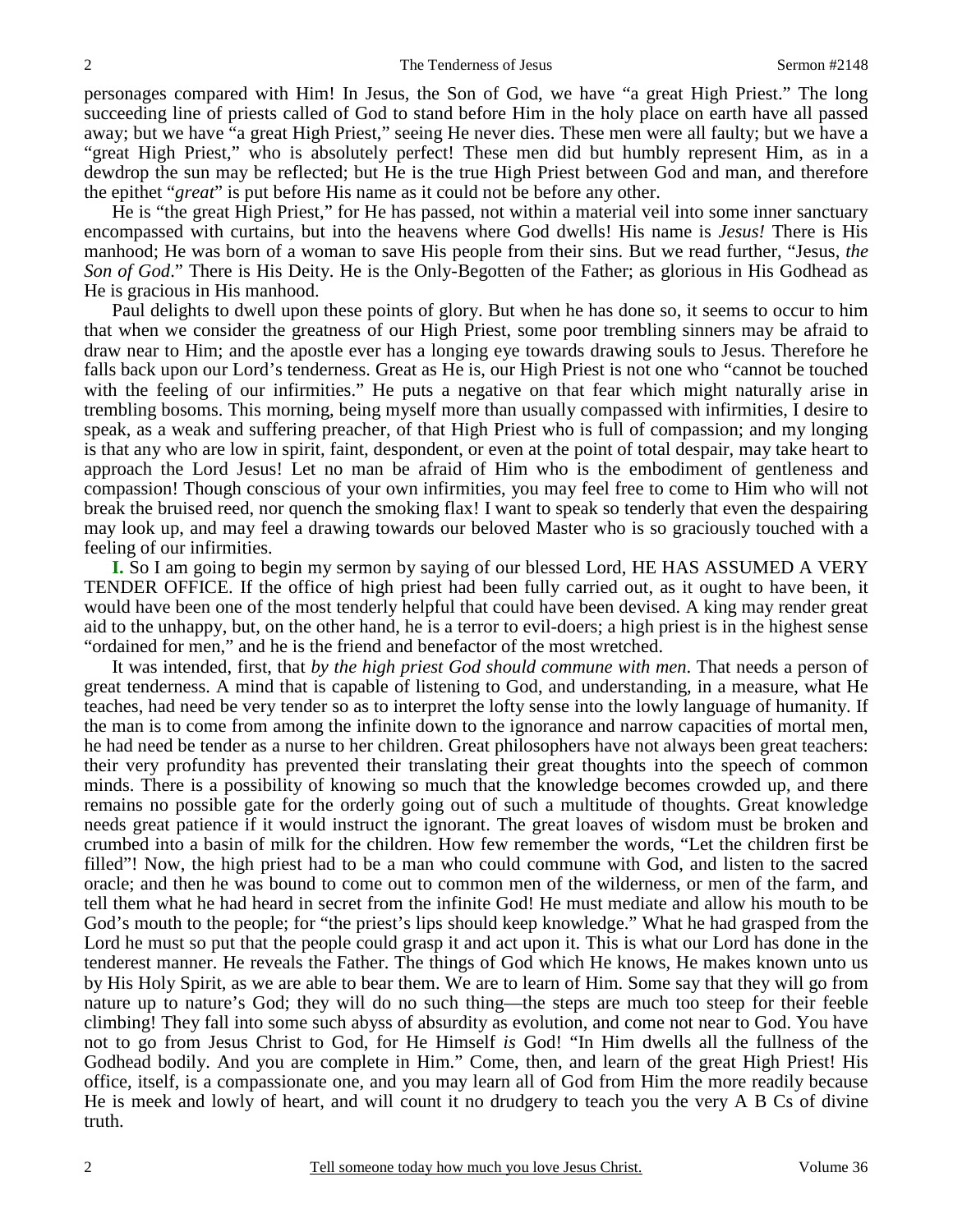personages compared with Him! In Jesus, the Son of God, we have "a great High Priest." The long succeeding line of priests called of God to stand before Him in the holy place on earth have all passed away; but we have "a great High Priest," seeing He never dies. These men were all faulty; but we have a "great High Priest," who is absolutely perfect! These men did but humbly represent Him, as in a dewdrop the sun may be reflected; but He is the true High Priest between God and man, and therefore the epithet "*great*" is put before His name as it could not be before any other.

He is "the great High Priest," for He has passed, not within a material veil into some inner sanctuary encompassed with curtains, but into the heavens where God dwells! His name is *Jesus!* There is His manhood; He was born of a woman to save His people from their sins. But we read further, "Jesus, *the Son of God*." There is His Deity. He is the Only-Begotten of the Father; as glorious in His Godhead as He is gracious in His manhood.

Paul delights to dwell upon these points of glory. But when he has done so, it seems to occur to him that when we consider the greatness of our High Priest, some poor trembling sinners may be afraid to draw near to Him; and the apostle ever has a longing eye towards drawing souls to Jesus. Therefore he falls back upon our Lord's tenderness. Great as He is, our High Priest is not one who "cannot be touched with the feeling of our infirmities." He puts a negative on that fear which might naturally arise in trembling bosoms. This morning, being myself more than usually compassed with infirmities, I desire to speak, as a weak and suffering preacher, of that High Priest who is full of compassion; and my longing is that any who are low in spirit, faint, despondent, or even at the point of total despair, may take heart to approach the Lord Jesus! Let no man be afraid of Him who is the embodiment of gentleness and compassion! Though conscious of your own infirmities, you may feel free to come to Him who will not break the bruised reed, nor quench the smoking flax! I want to speak so tenderly that even the despairing may look up, and may feel a drawing towards our beloved Master who is so graciously touched with a feeling of our infirmities.

**I.** So I am going to begin my sermon by saying of our blessed Lord, HE HAS ASSUMED A VERY TENDER OFFICE. If the office of high priest had been fully carried out, as it ought to have been, it would have been one of the most tenderly helpful that could have been devised. A king may render great aid to the unhappy, but, on the other hand, he is a terror to evil-doers; a high priest is in the highest sense "ordained for men," and he is the friend and benefactor of the most wretched.

It was intended, first, that *by the high priest God should commune with men*. That needs a person of great tenderness. A mind that is capable of listening to God, and understanding, in a measure, what He teaches, had need be very tender so as to interpret the lofty sense into the lowly language of humanity. If the man is to come from among the infinite down to the ignorance and narrow capacities of mortal men, he had need be tender as a nurse to her children. Great philosophers have not always been great teachers: their very profundity has prevented their translating their great thoughts into the speech of common minds. There is a possibility of knowing so much that the knowledge becomes crowded up, and there remains no possible gate for the orderly going out of such a multitude of thoughts. Great knowledge needs great patience if it would instruct the ignorant. The great loaves of wisdom must be broken and crumbed into a basin of milk for the children. How few remember the words, "Let the children first be filled"! Now, the high priest had to be a man who could commune with God, and listen to the sacred oracle; and then he was bound to come out to common men of the wilderness, or men of the farm, and tell them what he had heard in secret from the infinite God! He must mediate and allow his mouth to be God's mouth to the people; for "the priest's lips should keep knowledge." What he had grasped from the Lord he must so put that the people could grasp it and act upon it. This is what our Lord has done in the tenderest manner. He reveals the Father. The things of God which He knows, He makes known unto us by His Holy Spirit, as we are able to bear them. We are to learn of Him. Some say that they will go from nature up to nature's God; they will do no such thing—the steps are much too steep for their feeble climbing! They fall into some such abyss of absurdity as evolution, and come not near to God. You have not to go from Jesus Christ to God, for He Himself *is* God! "In Him dwells all the fullness of the Godhead bodily. And you are complete in Him." Come, then, and learn of the great High Priest! His office, itself, is a compassionate one, and you may learn all of God from Him the more readily because He is meek and lowly of heart, and will count it no drudgery to teach you the very A B Cs of divine truth.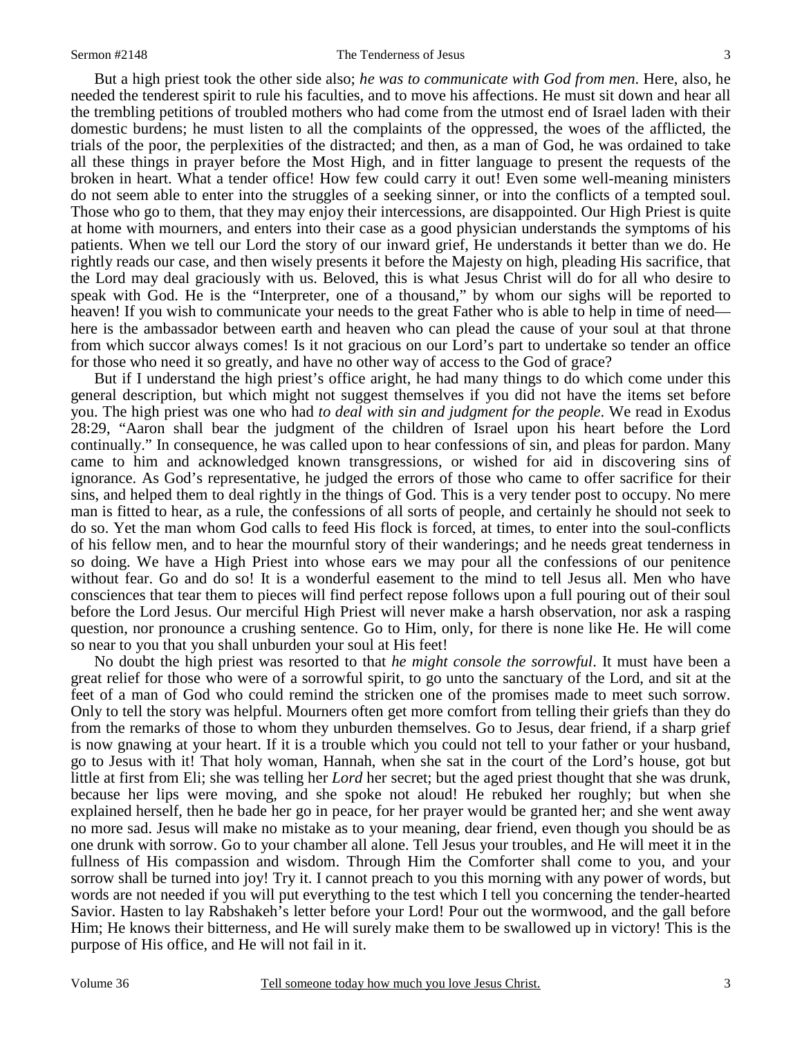But a high priest took the other side also; *he was to communicate with God from men*. Here, also, he needed the tenderest spirit to rule his faculties, and to move his affections. He must sit down and hear all the trembling petitions of troubled mothers who had come from the utmost end of Israel laden with their domestic burdens; he must listen to all the complaints of the oppressed, the woes of the afflicted, the trials of the poor, the perplexities of the distracted; and then, as a man of God, he was ordained to take all these things in prayer before the Most High, and in fitter language to present the requests of the broken in heart. What a tender office! How few could carry it out! Even some well-meaning ministers do not seem able to enter into the struggles of a seeking sinner, or into the conflicts of a tempted soul. Those who go to them, that they may enjoy their intercessions, are disappointed. Our High Priest is quite at home with mourners, and enters into their case as a good physician understands the symptoms of his patients. When we tell our Lord the story of our inward grief, He understands it better than we do. He rightly reads our case, and then wisely presents it before the Majesty on high, pleading His sacrifice, that the Lord may deal graciously with us. Beloved, this is what Jesus Christ will do for all who desire to speak with God. He is the "Interpreter, one of a thousand," by whom our sighs will be reported to heaven! If you wish to communicate your needs to the great Father who is able to help in time of need—here is the ambassador between earth and heaven who can plead the cause of your soul at that throne from which succor always comes! Is it not gracious on our Lord's part to undertake so tender an office for those who need it so greatly, and have no other way of access to the God of grace?

But if I understand the high priest's office aright, he had many things to do which come under this general description, but which might not suggest themselves if you did not have the items set before you. The high priest was one who had *to deal with sin and judgment for the people*. We read in Exodus 28:29, "Aaron shall bear the judgment of the children of Israel upon his heart before the Lord continually." In consequence, he was called upon to hear confessions of sin, and pleas for pardon. Many came to him and acknowledged known transgressions, or wished for aid in discovering sins of ignorance. As God's representative, he judged the errors of those who came to offer sacrifice for their sins, and helped them to deal rightly in the things of God. This is a very tender post to occupy. No mere man is fitted to hear, as a rule, the confessions of all sorts of people, and certainly he should not seek to do so. Yet the man whom God calls to feed His flock is forced, at times, to enter into the soul-conflicts of his fellow men, and to hear the mournful story of their wanderings; and he needs great tenderness in so doing. We have a High Priest into whose ears we may pour all the confessions of our penitence without fear. Go and do so! It is a wonderful easement to the mind to tell Jesus all. Men who have consciences that tear them to pieces will find perfect repose follows upon a full pouring out of their soul before the Lord Jesus. Our merciful High Priest will never make a harsh observation, nor ask a rasping question, nor pronounce a crushing sentence. Go to Him, only, for there is none like He. He will come so near to you that you shall unburden your soul at His feet!

No doubt the high priest was resorted to that *he might console the sorrowful*. It must have been a great relief for those who were of a sorrowful spirit, to go unto the sanctuary of the Lord, and sit at the feet of a man of God who could remind the stricken one of the promises made to meet such sorrow. Only to tell the story was helpful. Mourners often get more comfort from telling their griefs than they do from the remarks of those to whom they unburden themselves. Go to Jesus, dear friend, if a sharp grief is now gnawing at your heart. If it is a trouble which you could not tell to your father or your husband, go to Jesus with it! That holy woman, Hannah, when she sat in the court of the Lord's house, got but little at first from Eli; she was telling her *Lord* her secret; but the aged priest thought that she was drunk, because her lips were moving, and she spoke not aloud! He rebuked her roughly; but when she explained herself, then he bade her go in peace, for her prayer would be granted her; and she went away no more sad. Jesus will make no mistake as to your meaning, dear friend, even though you should be as one drunk with sorrow. Go to your chamber all alone. Tell Jesus your troubles, and He will meet it in the fullness of His compassion and wisdom. Through Him the Comforter shall come to you, and your sorrow shall be turned into joy! Try it. I cannot preach to you this morning with any power of words, but words are not needed if you will put everything to the test which I tell you concerning the tender-hearted Savior. Hasten to lay Rabshakeh's letter before your Lord! Pour out the wormwood, and the gall before Him; He knows their bitterness, and He will surely make them to be swallowed up in victory! This is the purpose of His office, and He will not fail in it.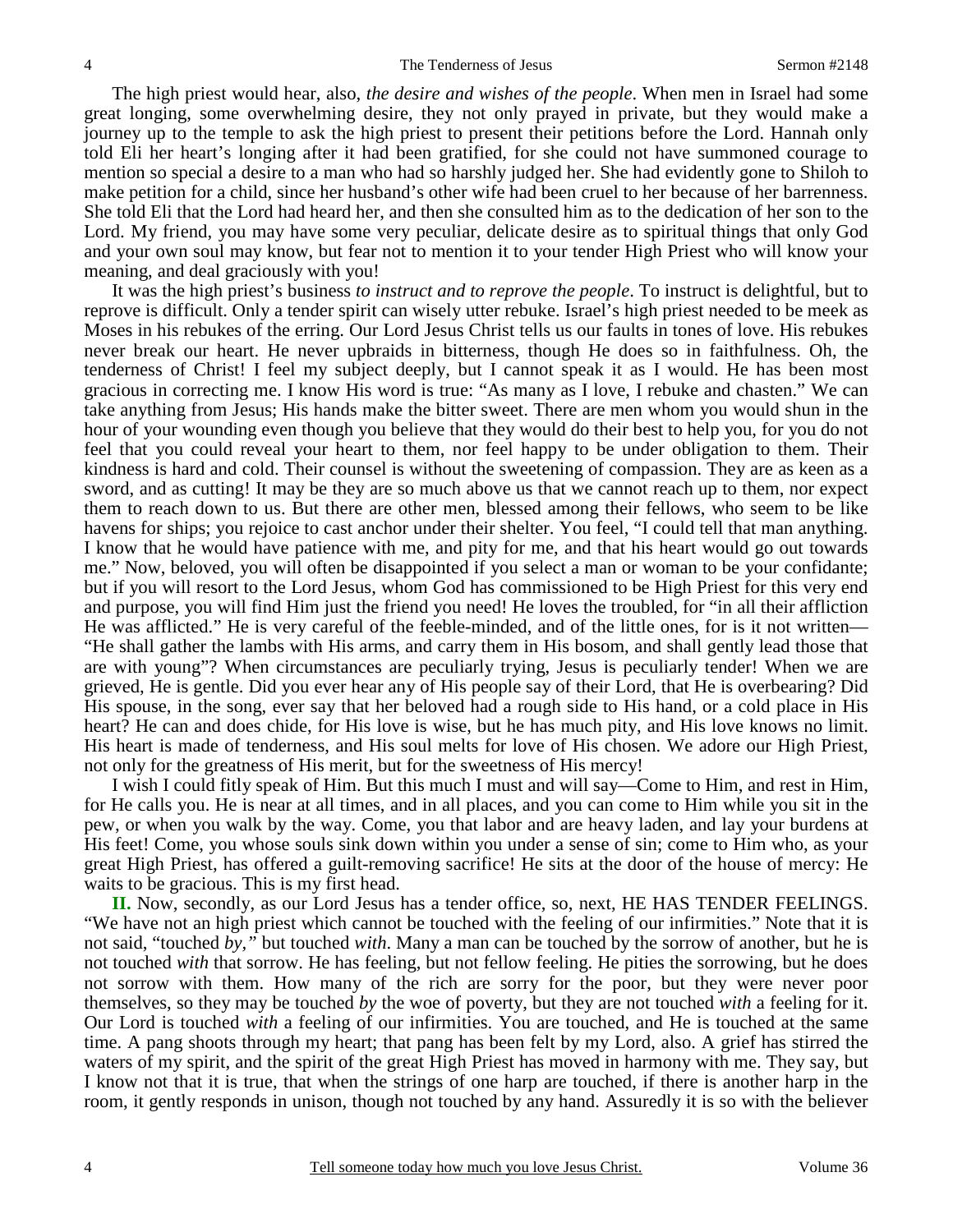The high priest would hear, also, *the desire and wishes of the people*. When men in Israel had some great longing, some overwhelming desire, they not only prayed in private, but they would make a journey up to the temple to ask the high priest to present their petitions before the Lord. Hannah only told Eli her heart's longing after it had been gratified, for she could not have summoned courage to mention so special a desire to a man who had so harshly judged her. She had evidently gone to Shiloh to make petition for a child, since her husband's other wife had been cruel to her because of her barrenness. She told Eli that the Lord had heard her, and then she consulted him as to the dedication of her son to the Lord. My friend, you may have some very peculiar, delicate desire as to spiritual things that only God and your own soul may know, but fear not to mention it to your tender High Priest who will know your meaning, and deal graciously with you!

It was the high priest's business *to instruct and to reprove the people*. To instruct is delightful, but to reprove is difficult. Only a tender spirit can wisely utter rebuke. Israel's high priest needed to be meek as Moses in his rebukes of the erring. Our Lord Jesus Christ tells us our faults in tones of love. His rebukes never break our heart. He never upbraids in bitterness, though He does so in faithfulness. Oh, the tenderness of Christ! I feel my subject deeply, but I cannot speak it as I would. He has been most gracious in correcting me. I know His word is true: "As many as I love, I rebuke and chasten." We can take anything from Jesus; His hands make the bitter sweet. There are men whom you would shun in the hour of your wounding even though you believe that they would do their best to help you, for you do not feel that you could reveal your heart to them, nor feel happy to be under obligation to them. Their kindness is hard and cold. Their counsel is without the sweetening of compassion. They are as keen as a sword, and as cutting! It may be they are so much above us that we cannot reach up to them, nor expect them to reach down to us. But there are other men, blessed among their fellows, who seem to be like havens for ships; you rejoice to cast anchor under their shelter. You feel, "I could tell that man anything. I know that he would have patience with me, and pity for me, and that his heart would go out towards me." Now, beloved, you will often be disappointed if you select a man or woman to be your confidante; but if you will resort to the Lord Jesus, whom God has commissioned to be High Priest for this very end and purpose, you will find Him just the friend you need! He loves the troubled, for "in all their affliction He was afflicted." He is very careful of the feeble-minded, and of the little ones, for is it not written—"He shall gather the lambs with His arms, and carry them in His bosom, and shall gently lead those that are with young"? When circumstances are peculiarly trying, Jesus is peculiarly tender! When we are grieved, He is gentle. Did you ever hear any of His people say of their Lord, that He is overbearing? Did His spouse, in the song, ever say that her beloved had a rough side to His hand, or a cold place in His heart? He can and does chide, for His love is wise, but he has much pity, and His love knows no limit. His heart is made of tenderness, and His soul melts for love of His chosen. We adore our High Priest, not only for the greatness of His merit, but for the sweetness of His mercy!

I wish I could fitly speak of Him. But this much I must and will say—Come to Him, and rest in Him, for He calls you. He is near at all times, and in all places, and you can come to Him while you sit in the pew, or when you walk by the way. Come, you that labor and are heavy laden, and lay your burdens at His feet! Come, you whose souls sink down within you under a sense of sin; come to Him who, as your great High Priest, has offered a guilt-removing sacrifice! He sits at the door of the house of mercy: He waits to be gracious. This is my first head.

**II.** Now, secondly, as our Lord Jesus has a tender office, so, next, HE HAS TENDER FEELINGS. "We have not an high priest which cannot be touched with the feeling of our infirmities." Note that it is not said, "touched *by,"* but touched *with*. Many a man can be touched by the sorrow of another, but he is not touched *with* that sorrow. He has feeling, but not fellow feeling. He pities the sorrowing, but he does not sorrow with them. How many of the rich are sorry for the poor, but they were never poor themselves, so they may be touched *by* the woe of poverty, but they are not touched *with* a feeling for it. Our Lord is touched *with* a feeling of our infirmities. You are touched, and He is touched at the same time. A pang shoots through my heart; that pang has been felt by my Lord, also. A grief has stirred the waters of my spirit, and the spirit of the great High Priest has moved in harmony with me. They say, but I know not that it is true, that when the strings of one harp are touched, if there is another harp in the room, it gently responds in unison, though not touched by any hand. Assuredly it is so with the believer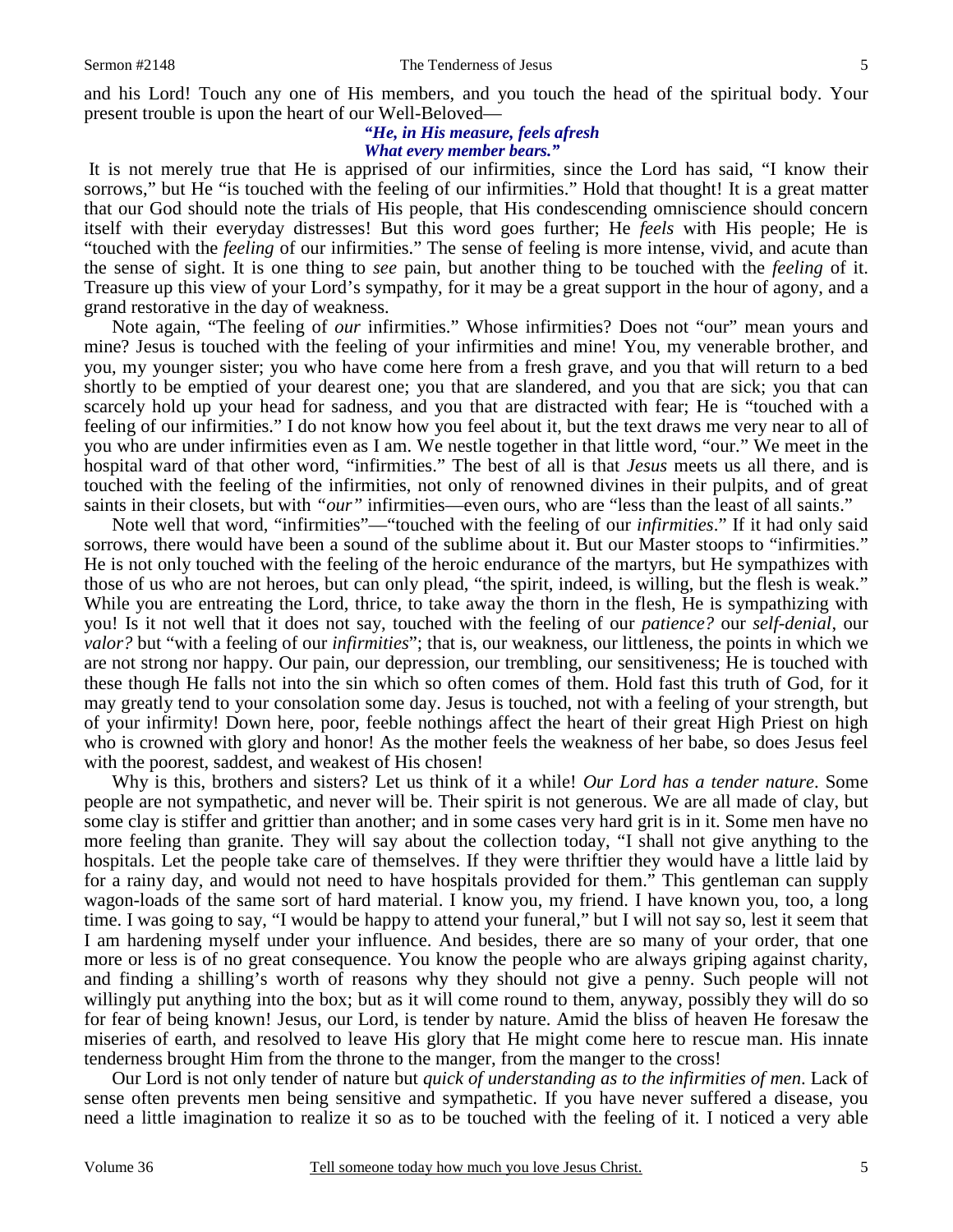and his Lord! Touch any one of His members, and you touch the head of the spiritual body. Your present trouble is upon the heart of our Well-Beloved—

> ***"He, in His measure, feels afresh***
> ***What every member bears."***

It is not merely true that He is apprised of our infirmities, since the Lord has said, "I know their sorrows," but He "is touched with the feeling of our infirmities." Hold that thought! It is a great matter that our God should note the trials of His people, that His condescending omniscience should concern itself with their everyday distresses! But this word goes further; He *feels* with His people; He is "touched with the *feeling* of our infirmities." The sense of feeling is more intense, vivid, and acute than the sense of sight. It is one thing to *see* pain, but another thing to be touched with the *feeling* of it. Treasure up this view of your Lord's sympathy, for it may be a great support in the hour of agony, and a grand restorative in the day of weakness.

Note again, "The feeling of *our* infirmities." Whose infirmities? Does not "our" mean yours and mine? Jesus is touched with the feeling of your infirmities and mine! You, my venerable brother, and you, my younger sister; you who have come here from a fresh grave, and you that will return to a bed shortly to be emptied of your dearest one; you that are slandered, and you that are sick; you that can scarcely hold up your head for sadness, and you that are distracted with fear; He is "touched with a feeling of our infirmities." I do not know how you feel about it, but the text draws me very near to all of you who are under infirmities even as I am. We nestle together in that little word, "our." We meet in the hospital ward of that other word, "infirmities." The best of all is that *Jesus* meets us all there, and is touched with the feeling of the infirmities, not only of renowned divines in their pulpits, and of great saints in their closets, but with *"our"* infirmities—even ours, who are "less than the least of all saints."

Note well that word, "infirmities"—"touched with the feeling of our *infirmities*." If it had only said sorrows, there would have been a sound of the sublime about it. But our Master stoops to "infirmities." He is not only touched with the feeling of the heroic endurance of the martyrs, but He sympathizes with those of us who are not heroes, but can only plead, "the spirit, indeed, is willing, but the flesh is weak." While you are entreating the Lord, thrice, to take away the thorn in the flesh, He is sympathizing with you! Is it not well that it does not say, touched with the feeling of our *patience?* our *self-denial*, our *valor?* but "with a feeling of our *infirmities*"; that is, our weakness, our littleness, the points in which we are not strong nor happy. Our pain, our depression, our trembling, our sensitiveness; He is touched with these though He falls not into the sin which so often comes of them. Hold fast this truth of God, for it may greatly tend to your consolation some day. Jesus is touched, not with a feeling of your strength, but of your infirmity! Down here, poor, feeble nothings affect the heart of their great High Priest on high who is crowned with glory and honor! As the mother feels the weakness of her babe, so does Jesus feel with the poorest, saddest, and weakest of His chosen!

Why is this, brothers and sisters? Let us think of it a while! *Our Lord has a tender nature*. Some people are not sympathetic, and never will be. Their spirit is not generous. We are all made of clay, but some clay is stiffer and grittier than another; and in some cases very hard grit is in it. Some men have no more feeling than granite. They will say about the collection today, "I shall not give anything to the hospitals. Let the people take care of themselves. If they were thriftier they would have a little laid by for a rainy day, and would not need to have hospitals provided for them." This gentleman can supply wagon-loads of the same sort of hard material. I know you, my friend. I have known you, too, a long time. I was going to say, "I would be happy to attend your funeral," but I will not say so, lest it seem that I am hardening myself under your influence. And besides, there are so many of your order, that one more or less is of no great consequence. You know the people who are always griping against charity, and finding a shilling's worth of reasons why they should not give a penny. Such people will not willingly put anything into the box; but as it will come round to them, anyway, possibly they will do so for fear of being known! Jesus, our Lord, is tender by nature. Amid the bliss of heaven He foresaw the miseries of earth, and resolved to leave His glory that He might come here to rescue man. His innate tenderness brought Him from the throne to the manger, from the manger to the cross!

Our Lord is not only tender of nature but *quick of understanding as to the infirmities of men*. Lack of sense often prevents men being sensitive and sympathetic. If you have never suffered a disease, you need a little imagination to realize it so as to be touched with the feeling of it. I noticed a very able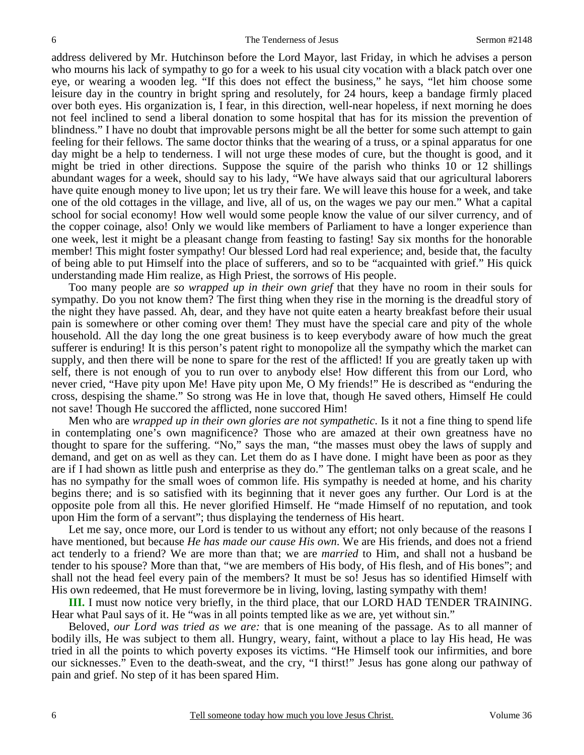address delivered by Mr. Hutchinson before the Lord Mayor, last Friday, in which he advises a person who mourns his lack of sympathy to go for a week to his usual city vocation with a black patch over one eye, or wearing a wooden leg. "If this does not effect the business," he says, "let him choose some leisure day in the country in bright spring and resolutely, for 24 hours, keep a bandage firmly placed over both eyes. His organization is, I fear, in this direction, well-near hopeless, if next morning he does not feel inclined to send a liberal donation to some hospital that has for its mission the prevention of blindness." I have no doubt that improvable persons might be all the better for some such attempt to gain feeling for their fellows. The same doctor thinks that the wearing of a truss, or a spinal apparatus for one day might be a help to tenderness. I will not urge these modes of cure, but the thought is good, and it might be tried in other directions. Suppose the squire of the parish who thinks 10 or 12 shillings abundant wages for a week, should say to his lady, "We have always said that our agricultural laborers have quite enough money to live upon; let us try their fare. We will leave this house for a week, and take one of the old cottages in the village, and live, all of us, on the wages we pay our men." What a capital school for social economy! How well would some people know the value of our silver currency, and of the copper coinage, also! Only we would like members of Parliament to have a longer experience than one week, lest it might be a pleasant change from feasting to fasting! Say six months for the honorable member! This might foster sympathy! Our blessed Lord had real experience; and, beside that, the faculty of being able to put Himself into the place of sufferers, and so to be "acquainted with grief." His quick understanding made Him realize, as High Priest, the sorrows of His people.

Too many people are *so wrapped up in their own grief* that they have no room in their souls for sympathy. Do you not know them? The first thing when they rise in the morning is the dreadful story of the night they have passed. Ah, dear, and they have not quite eaten a hearty breakfast before their usual pain is somewhere or other coming over them! They must have the special care and pity of the whole household. All the day long the one great business is to keep everybody aware of how much the great sufferer is enduring! It is this person's patent right to monopolize all the sympathy which the market can supply, and then there will be none to spare for the rest of the afflicted! If you are greatly taken up with self, there is not enough of you to run over to anybody else! How different this from our Lord, who never cried, "Have pity upon Me! Have pity upon Me, O My friends!" He is described as "enduring the cross, despising the shame." So strong was He in love that, though He saved others, Himself He could not save! Though He succored the afflicted, none succored Him!

Men who are *wrapped up in their own glories are not sympathetic*. Is it not a fine thing to spend life in contemplating one's own magnificence? Those who are amazed at their own greatness have no thought to spare for the suffering. "No," says the man, "the masses must obey the laws of supply and demand, and get on as well as they can. Let them do as I have done. I might have been as poor as they are if I had shown as little push and enterprise as they do." The gentleman talks on a great scale, and he has no sympathy for the small woes of common life. His sympathy is needed at home, and his charity begins there; and is so satisfied with its beginning that it never goes any further. Our Lord is at the opposite pole from all this. He never glorified Himself. He "made Himself of no reputation, and took upon Him the form of a servant"; thus displaying the tenderness of His heart.

Let me say, once more, our Lord is tender to us without any effort; not only because of the reasons I have mentioned, but because *He has made our cause His own*. We are His friends, and does not a friend act tenderly to a friend? We are more than that; we are *married* to Him, and shall not a husband be tender to his spouse? More than that, "we are members of His body, of His flesh, and of His bones"; and shall not the head feel every pain of the members? It must be so! Jesus has so identified Himself with His own redeemed, that He must forevermore be in living, loving, lasting sympathy with them!

**III.** I must now notice very briefly, in the third place, that our LORD HAD TENDER TRAINING. Hear what Paul says of it. He "was in all points tempted like as we are, yet without sin."

Beloved, *our Lord was tried as we are:* that is one meaning of the passage. As to all manner of bodily ills, He was subject to them all. Hungry, weary, faint, without a place to lay His head, He was tried in all the points to which poverty exposes its victims. "He Himself took our infirmities, and bore our sicknesses." Even to the death-sweat, and the cry, "I thirst!" Jesus has gone along our pathway of pain and grief. No step of it has been spared Him.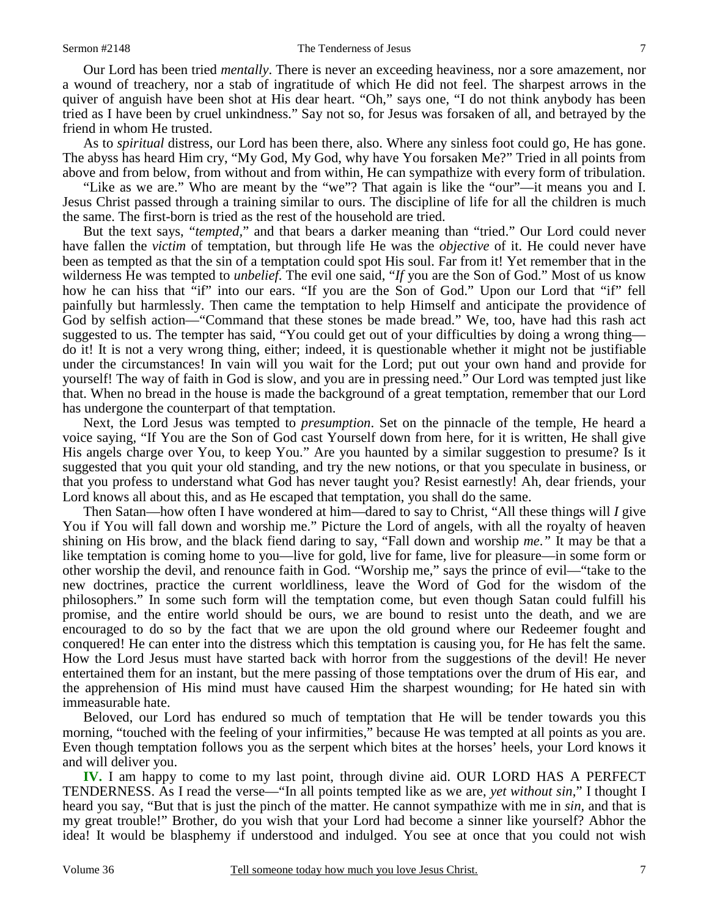Our Lord has been tried *mentally*. There is never an exceeding heaviness, nor a sore amazement, nor a wound of treachery, nor a stab of ingratitude of which He did not feel. The sharpest arrows in the quiver of anguish have been shot at His dear heart. "Oh," says one, "I do not think anybody has been tried as I have been by cruel unkindness." Say not so, for Jesus was forsaken of all, and betrayed by the friend in whom He trusted.

As to *spiritual* distress, our Lord has been there, also. Where any sinless foot could go, He has gone. The abyss has heard Him cry, "My God, My God, why have You forsaken Me?" Tried in all points from above and from below, from without and from within, He can sympathize with every form of tribulation.

"Like as we are." Who are meant by the "we"? That again is like the "our"—it means you and I. Jesus Christ passed through a training similar to ours. The discipline of life for all the children is much the same. The first-born is tried as the rest of the household are tried.

But the text says, "*tempted*," and that bears a darker meaning than "tried." Our Lord could never have fallen the *victim* of temptation, but through life He was the *objective* of it. He could never have been as tempted as that the sin of a temptation could spot His soul. Far from it! Yet remember that in the wilderness He was tempted to *unbelief*. The evil one said, "*If* you are the Son of God." Most of us know how he can hiss that "if" into our ears. "If you are the Son of God." Upon our Lord that "if" fell painfully but harmlessly. Then came the temptation to help Himself and anticipate the providence of God by selfish action—"Command that these stones be made bread." We, too, have had this rash act suggested to us. The tempter has said, "You could get out of your difficulties by doing a wrong thing—do it! It is not a very wrong thing, either; indeed, it is questionable whether it might not be justifiable under the circumstances! In vain will you wait for the Lord; put out your own hand and provide for yourself! The way of faith in God is slow, and you are in pressing need." Our Lord was tempted just like that. When no bread in the house is made the background of a great temptation, remember that our Lord has undergone the counterpart of that temptation.

Next, the Lord Jesus was tempted to *presumption*. Set on the pinnacle of the temple, He heard a voice saying, "If You are the Son of God cast Yourself down from here, for it is written, He shall give His angels charge over You, to keep You." Are you haunted by a similar suggestion to presume? Is it suggested that you quit your old standing, and try the new notions, or that you speculate in business, or that you profess to understand what God has never taught you? Resist earnestly! Ah, dear friends, your Lord knows all about this, and as He escaped that temptation, you shall do the same.

Then Satan—how often I have wondered at him—dared to say to Christ, "All these things will *I* give You if You will fall down and worship me." Picture the Lord of angels, with all the royalty of heaven shining on His brow, and the black fiend daring to say, "Fall down and worship *me*." It may be that a like temptation is coming home to you—live for gold, live for fame, live for pleasure—in some form or other worship the devil, and renounce faith in God. "Worship me," says the prince of evil—"take to the new doctrines, practice the current worldliness, leave the Word of God for the wisdom of the philosophers." In some such form will the temptation come, but even though Satan could fulfill his promise, and the entire world should be ours, we are bound to resist unto the death, and we are encouraged to do so by the fact that we are upon the old ground where our Redeemer fought and conquered! He can enter into the distress which this temptation is causing you, for He has felt the same. How the Lord Jesus must have started back with horror from the suggestions of the devil! He never entertained them for an instant, but the mere passing of those temptations over the drum of His ear, and the apprehension of His mind must have caused Him the sharpest wounding; for He hated sin with immeasurable hate.

Beloved, our Lord has endured so much of temptation that He will be tender towards you this morning, "touched with the feeling of your infirmities," because He was tempted at all points as you are. Even though temptation follows you as the serpent which bites at the horses' heels, your Lord knows it and will deliver you.

**IV.** I am happy to come to my last point, through divine aid. OUR LORD HAS A PERFECT TENDERNESS. As I read the verse—"In all points tempted like as we are, *yet without sin*," I thought I heard you say, "But that is just the pinch of the matter. He cannot sympathize with me in *sin*, and that is my great trouble!" Brother, do you wish that your Lord had become a sinner like yourself? Abhor the idea! It would be blasphemy if understood and indulged. You see at once that you could not wish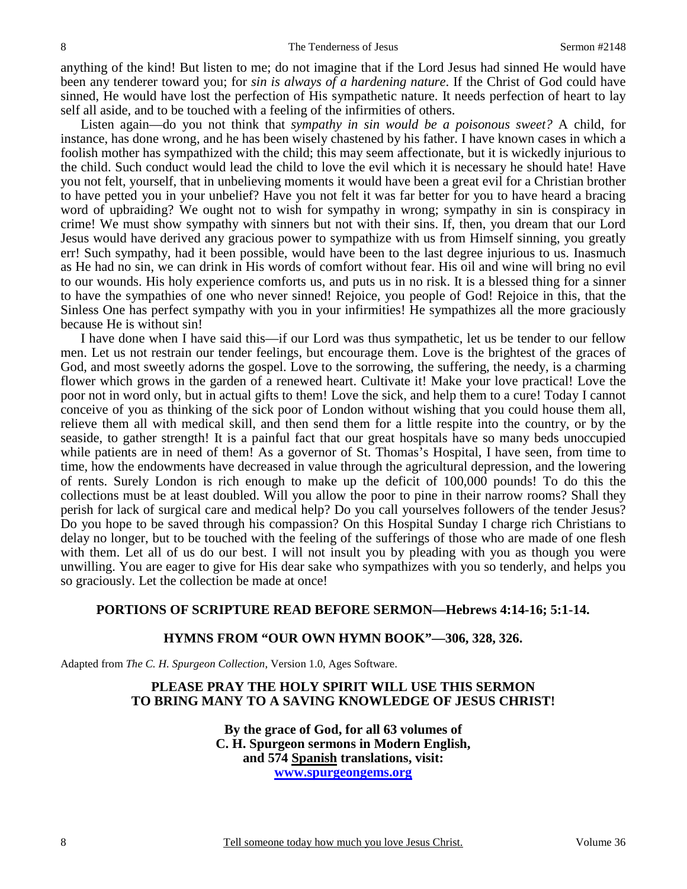anything of the kind! But listen to me; do not imagine that if the Lord Jesus had sinned He would have been any tenderer toward you; for *sin is always of a hardening nature*. If the Christ of God could have sinned, He would have lost the perfection of His sympathetic nature. It needs perfection of heart to lay self all aside, and to be touched with a feeling of the infirmities of others.

Listen again—do you not think that *sympathy in sin would be a poisonous sweet?* A child, for instance, has done wrong, and he has been wisely chastened by his father. I have known cases in which a foolish mother has sympathized with the child; this may seem affectionate, but it is wickedly injurious to the child. Such conduct would lead the child to love the evil which it is necessary he should hate! Have you not felt, yourself, that in unbelieving moments it would have been a great evil for a Christian brother to have petted you in your unbelief? Have you not felt it was far better for you to have heard a bracing word of upbraiding? We ought not to wish for sympathy in wrong; sympathy in sin is conspiracy in crime! We must show sympathy with sinners but not with their sins. If, then, you dream that our Lord Jesus would have derived any gracious power to sympathize with us from Himself sinning, you greatly err! Such sympathy, had it been possible, would have been to the last degree injurious to us. Inasmuch as He had no sin, we can drink in His words of comfort without fear. His oil and wine will bring no evil to our wounds. His holy experience comforts us, and puts us in no risk. It is a blessed thing for a sinner to have the sympathies of one who never sinned! Rejoice, you people of God! Rejoice in this, that the Sinless One has perfect sympathy with you in your infirmities! He sympathizes all the more graciously because He is without sin!

I have done when I have said this—if our Lord was thus sympathetic, let us be tender to our fellow men. Let us not restrain our tender feelings, but encourage them. Love is the brightest of the graces of God, and most sweetly adorns the gospel. Love to the sorrowing, the suffering, the needy, is a charming flower which grows in the garden of a renewed heart. Cultivate it! Make your love practical! Love the poor not in word only, but in actual gifts to them! Love the sick, and help them to a cure! Today I cannot conceive of you as thinking of the sick poor of London without wishing that you could house them all, relieve them all with medical skill, and then send them for a little respite into the country, or by the seaside, to gather strength! It is a painful fact that our great hospitals have so many beds unoccupied while patients are in need of them! As a governor of St. Thomas's Hospital, I have seen, from time to time, how the endowments have decreased in value through the agricultural depression, and the lowering of rents. Surely London is rich enough to make up the deficit of 100,000 pounds! To do this the collections must be at least doubled. Will you allow the poor to pine in their narrow rooms? Shall they perish for lack of surgical care and medical help? Do you call yourselves followers of the tender Jesus? Do you hope to be saved through his compassion? On this Hospital Sunday I charge rich Christians to delay no longer, but to be touched with the feeling of the sufferings of those who are made of one flesh with them. Let all of us do our best. I will not insult you by pleading with you as though you were unwilling. You are eager to give for His dear sake who sympathizes with you so tenderly, and helps you so graciously. Let the collection be made at once!

**PORTIONS OF SCRIPTURE READ BEFORE SERMON—Hebrews 4:14-16; 5:1-14.**

**HYMNS FROM "OUR OWN HYMN BOOK"—306, 328, 326.**

Adapted from *The C. H. Spurgeon Collection*, Version 1.0, Ages Software.

**PLEASE PRAY THE HOLY SPIRIT WILL USE THIS SERMON TO BRING MANY TO A SAVING KNOWLEDGE OF JESUS CHRIST!**

**By the grace of God, for all 63 volumes of C. H. Spurgeon sermons in Modern English, and 574 Spanish translations, visit: www.spurgeongems.org**